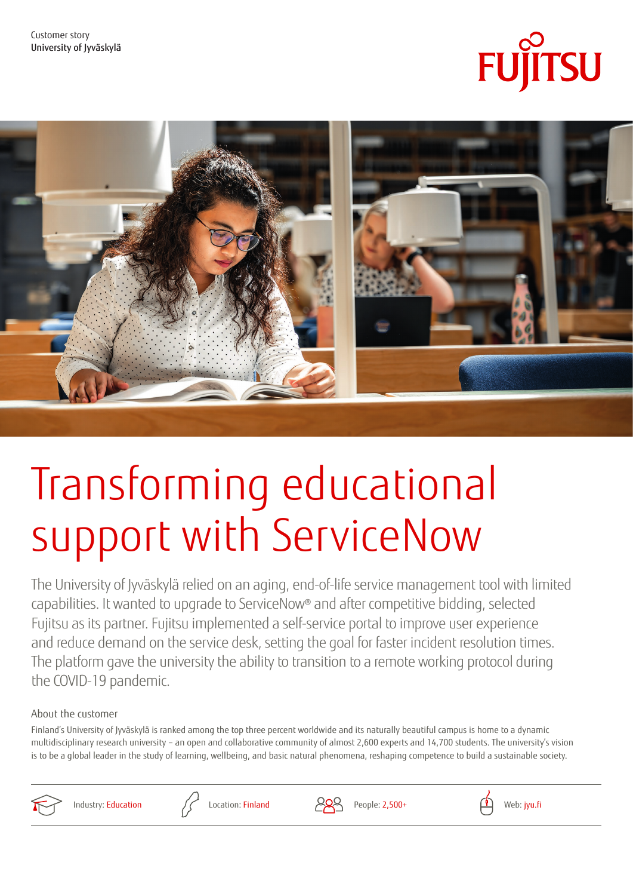Customer story
University of Jyväskylä

FUJITSU

# Transforming educational support with ServiceNow

The University of Jyväskylä relied on an aging, end-of-life service management tool with limited capabilities. It wanted to upgrade to ServiceNow® and after competitive bidding, selected Fujitsu as its partner. Fujitsu implemented a self-service portal to improve user experience and reduce demand on the service desk, setting the goal for faster incident resolution times. The platform gave the university the ability to transition to a remote working protocol during the COVID-19 pandemic.

## About the customer

Finland's University of Jyväskylä is ranked among the top three percent worldwide and its naturally beautiful campus is home to a dynamic multidisciplinary research university – an open and collaborative community of almost 2,600 experts and 14,700 students. The university's vision is to be a global leader in the study of learning, wellbeing, and basic natural phenomena, reshaping competence to build a sustainable society.

Industry: Education

Location: Finland

People: 2,500+

Web: jyu.fi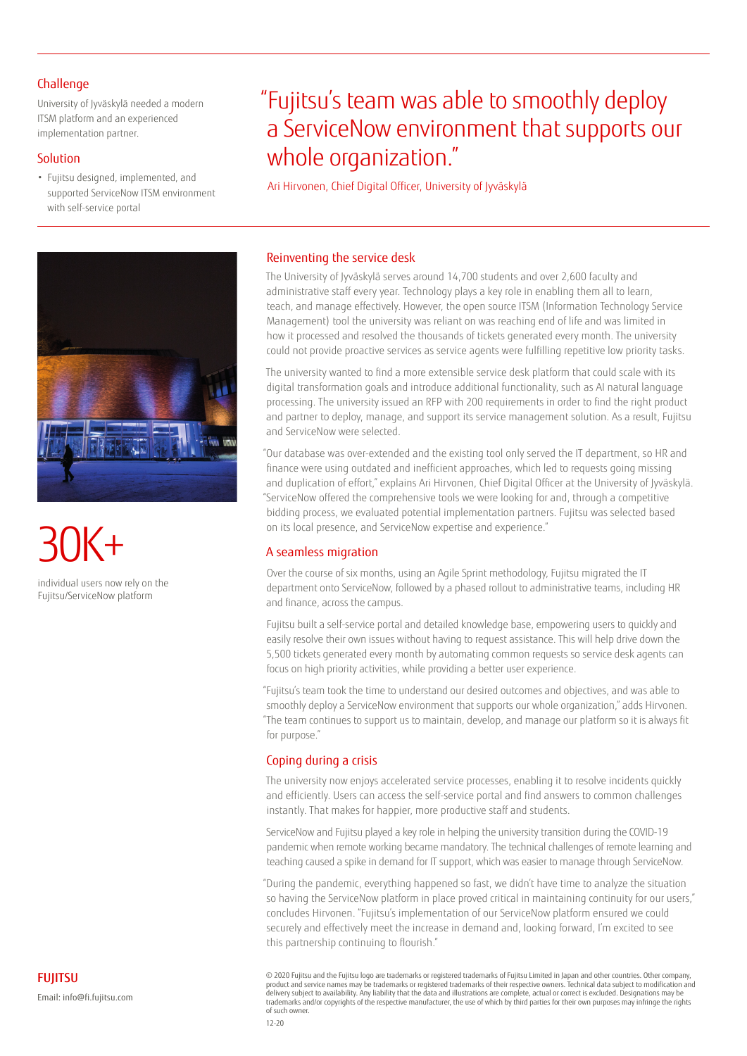## Challenge

University of Jyväskylä needed a modern ITSM platform and an experienced implementation partner.

## Solution

- Fujitsu designed, implemented, and supported ServiceNow ITSM environment with self-service portal

“Fujitsu’s team was able to smoothly deploy a ServiceNow environment that supports our whole organization.”

Ari Hirvonen, Chief Digital Officer, University of Jyväskylä

30K+

individual users now rely on the Fujitsu/ServiceNow platform

## Reinventing the service desk

The University of Jyväskylä serves around 14,700 students and over 2,600 faculty and administrative staff every year. Technology plays a key role in enabling them all to learn, teach, and manage effectively. However, the open source ITSM (Information Technology Service Management) tool the university was reliant on was reaching end of life and was limited in how it processed and resolved the thousands of tickets generated every month. The university could not provide proactive services as service agents were fulfilling repetitive low priority tasks.

The university wanted to find a more extensible service desk platform that could scale with its digital transformation goals and introduce additional functionality, such as AI natural language processing. The university issued an RFP with 200 requirements in order to find the right product and partner to deploy, manage, and support its service management solution. As a result, Fujitsu and ServiceNow were selected.

“Our database was over-extended and the existing tool only served the IT department, so HR and finance were using outdated and inefficient approaches, which led to requests going missing and duplication of effort,” explains Ari Hirvonen, Chief Digital Officer at the University of Jyväskylä. “ServiceNow offered the comprehensive tools we were looking for and, through a competitive bidding process, we evaluated potential implementation partners. Fujitsu was selected based on its local presence, and ServiceNow expertise and experience.”

## A seamless migration

Over the course of six months, using an Agile Sprint methodology, Fujitsu migrated the IT department onto ServiceNow, followed by a phased rollout to administrative teams, including HR and finance, across the campus.

Fujitsu built a self-service portal and detailed knowledge base, empowering users to quickly and easily resolve their own issues without having to request assistance. This will help drive down the 5,500 tickets generated every month by automating common requests so service desk agents can focus on high priority activities, while providing a better user experience.

“Fujitsu’s team took the time to understand our desired outcomes and objectives, and was able to smoothly deploy a ServiceNow environment that supports our whole organization,” adds Hirvonen. “The team continues to support us to maintain, develop, and manage our platform so it is always fit for purpose.”

## Coping during a crisis

The university now enjoys accelerated service processes, enabling it to resolve incidents quickly and efficiently. Users can access the self-service portal and find answers to common challenges instantly. That makes for happier, more productive staff and students.

ServiceNow and Fujitsu played a key role in helping the university transition during the COVID-19 pandemic when remote working became mandatory. The technical challenges of remote learning and teaching caused a spike in demand for IT support, which was easier to manage through ServiceNow.

“During the pandemic, everything happened so fast, we didn’t have time to analyze the situation so having the ServiceNow platform in place proved critical in maintaining continuity for our users,” concludes Hirvonen. “Fujitsu’s implementation of our ServiceNow platform ensured we could securely and effectively meet the increase in demand and, looking forward, I’m excited to see this partnership continuing to flourish.”

**FUJITSU**

Email: info@fi.fujitsu.com

© 2020 Fujitsu and the Fujitsu logo are trademarks or registered trademarks of Fujitsu Limited in Japan and other countries. Other company, product and service names may be trademarks or registered trademarks of their respective owners. Technical data subject to modification and delivery subject to availability. Any liability that the data and illustrations are complete, actual or correct is excluded. Designations may be trademarks and/or copyrights of the respective manufacturer, the use of which by third parties for their own purposes may infringe the rights of such owner.

12-20